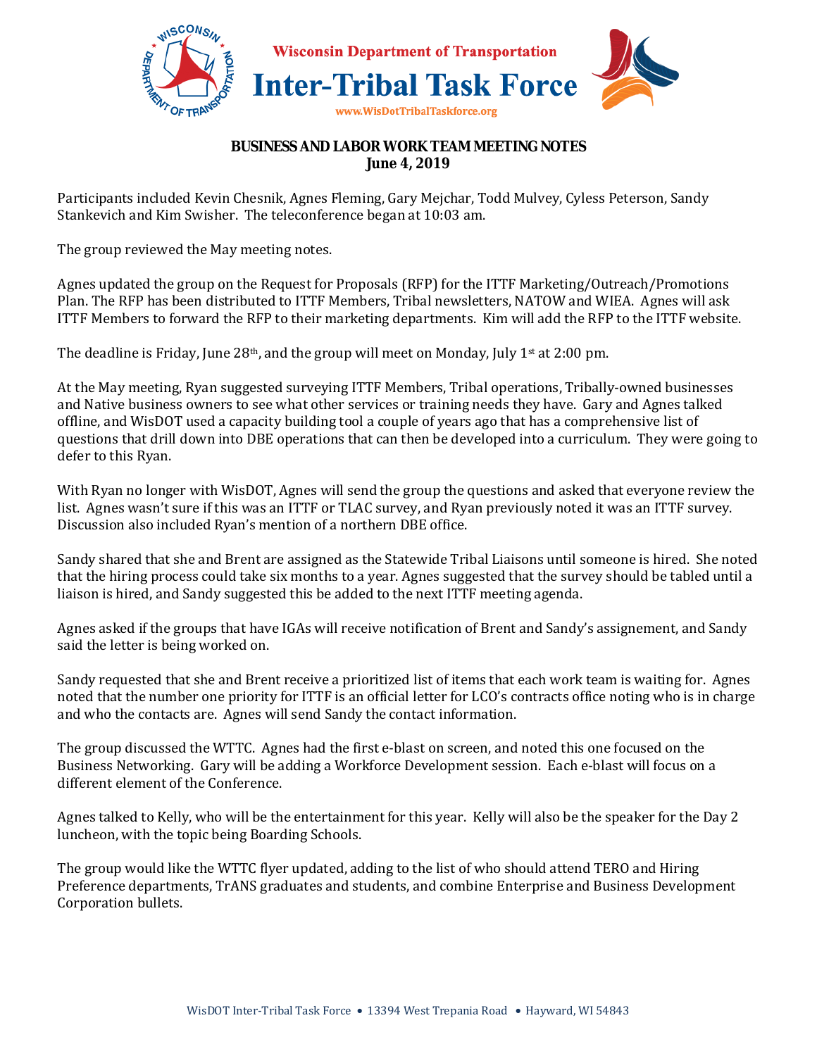Wisconsin Department of Transportation

# Inter-Tribal Task Force

www.WisDotTribalTaskforce.org

## BUSINESS AND LABOR WORK TEAM MEETING NOTES
**June 4, 2019**

Participants included Kevin Chesnik, Agnes Fleming, Gary Mejchar, Todd Mulvey, Cyless Peterson, Sandy Stankevich and Kim Swisher. The teleconference began at 10:03 am.

The group reviewed the May meeting notes.

Agnes updated the group on the Request for Proposals (RFP) for the ITTF Marketing/Outreach/Promotions Plan. The RFP has been distributed to ITTF Members, Tribal newsletters, NATOW and WIEA. Agnes will ask ITTF Members to forward the RFP to their marketing departments. Kim will add the RFP to the ITTF website.

The deadline is Friday, June 28th, and the group will meet on Monday, July 1st at 2:00 pm.

At the May meeting, Ryan suggested surveying ITTF Members, Tribal operations, Tribally-owned businesses and Native business owners to see what other services or training needs they have. Gary and Agnes talked offline, and WisDOT used a capacity building tool a couple of years ago that has a comprehensive list of questions that drill down into DBE operations that can then be developed into a curriculum. They were going to defer to this Ryan.

With Ryan no longer with WisDOT, Agnes will send the group the questions and asked that everyone review the list. Agnes wasn't sure if this was an ITTF or TLAC survey, and Ryan previously noted it was an ITTF survey. Discussion also included Ryan's mention of a northern DBE office.

Sandy shared that she and Brent are assigned as the Statewide Tribal Liaisons until someone is hired. She noted that the hiring process could take six months to a year. Agnes suggested that the survey should be tabled until a liaison is hired, and Sandy suggested this be added to the next ITTF meeting agenda.

Agnes asked if the groups that have IGAs will receive notification of Brent and Sandy's assignement, and Sandy said the letter is being worked on.

Sandy requested that she and Brent receive a prioritized list of items that each work team is waiting for. Agnes noted that the number one priority for ITTF is an official letter for LCO's contracts office noting who is in charge and who the contacts are. Agnes will send Sandy the contact information.

The group discussed the WTTC. Agnes had the first e-blast on screen, and noted this one focused on the Business Networking. Gary will be adding a Workforce Development session. Each e-blast will focus on a different element of the Conference.

Agnes talked to Kelly, who will be the entertainment for this year. Kelly will also be the speaker for the Day 2 luncheon, with the topic being Boarding Schools.

The group would like the WTTC flyer updated, adding to the list of who should attend TERO and Hiring Preference departments, TrANS graduates and students, and combine Enterprise and Business Development Corporation bullets.

WisDOT Inter-Tribal Task Force • 13394 West Trepania Road • Hayward, WI 54843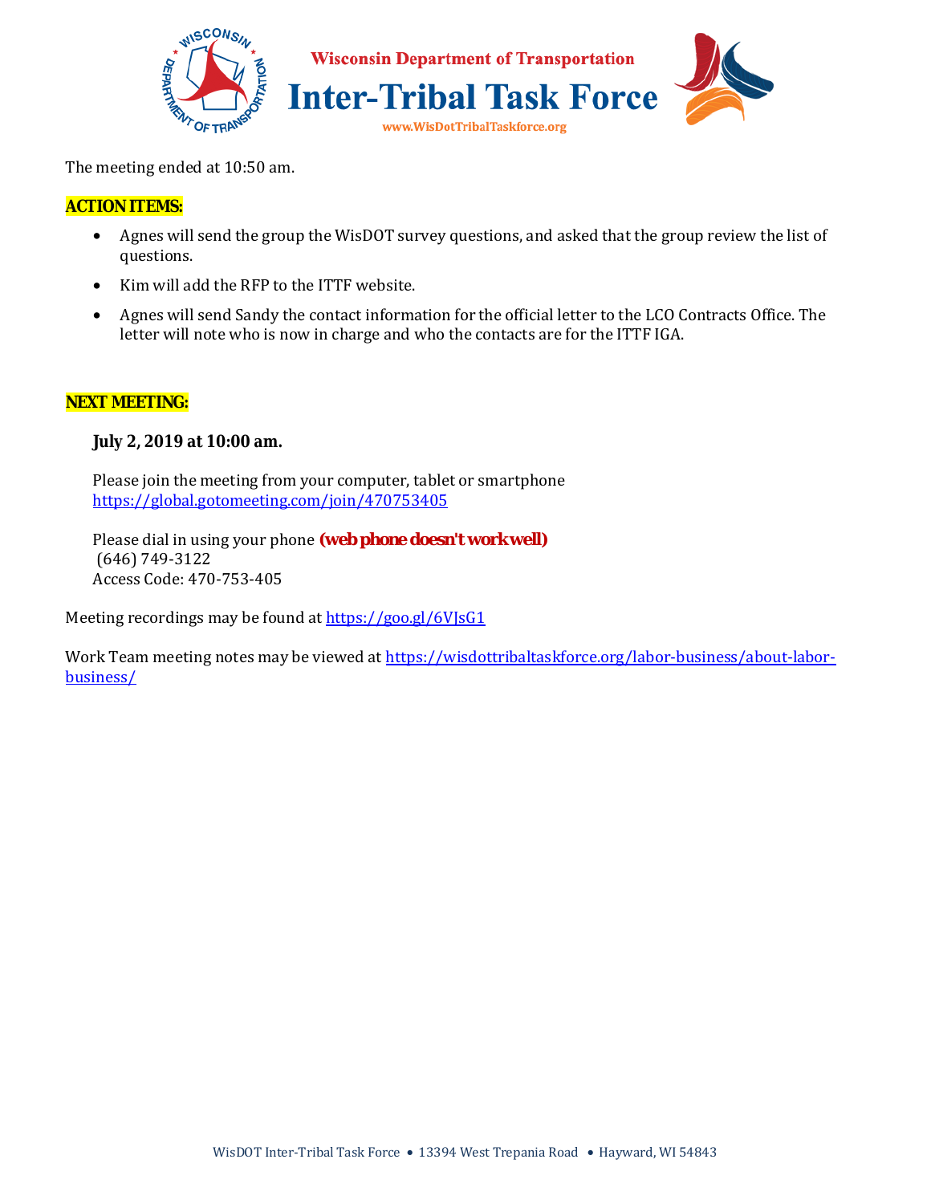The meeting ended at 10:50 am.

**ACTION ITEMS:**

- Agnes will send the group the WisDOT survey questions, and asked that the group review the list of questions.
- Kim will add the RFP to the ITTF website.
- Agnes will send Sandy the contact information for the official letter to the LCO Contracts Office. The letter will note who is now in charge and who the contacts are for the ITTF IGA.

**NEXT MEETING:**

**July 2, 2019 at 10:00 am.**

Please join the meeting from your computer, tablet or smartphone
https://global.gotomeeting.com/join/470753405

Please dial in using your phone **(web phone doesn't work well)**
(646) 749-3122
Access Code: 470-753-405

Meeting recordings may be found at https://goo.gl/6VJsG1

Work Team meeting notes may be viewed at https://wisdottribaltaskforce.org/labor-business/about-labor-business/